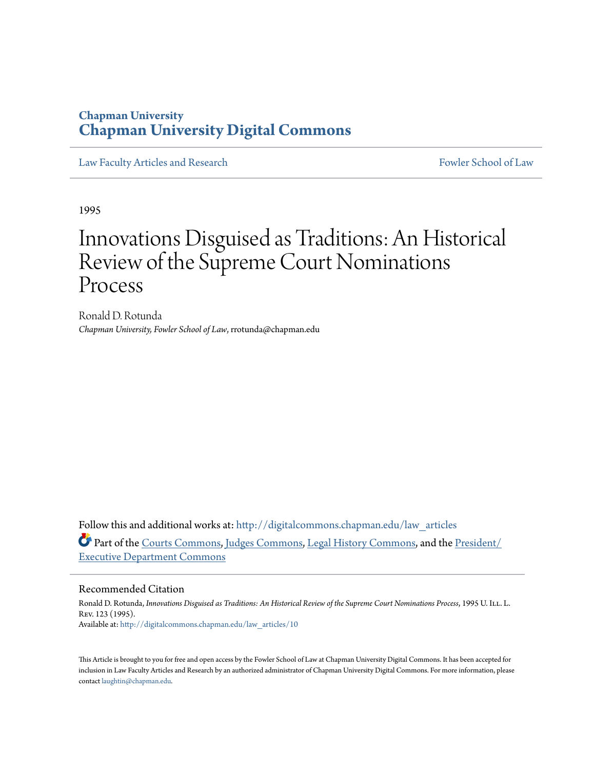# Chapman University
## Chapman University Digital Commons

Law Faculty Articles and Research | Fowler School of Law

1995

# Innovations Disguised as Traditions: An Historical Review of the Supreme Court Nominations Process

Ronald D. Rotunda
*Chapman University, Fowler School of Law*, rrotunda@chapman.edu

Follow this and additional works at: http://digitalcommons.chapman.edu/law_articles

Part of the Courts Commons, Judges Commons, Legal History Commons, and the President/Executive Department Commons

### Recommended Citation

Ronald D. Rotunda, *Innovations Disguised as Traditions: An Historical Review of the Supreme Court Nominations Process*, 1995 U. Ill. L. Rev. 123 (1995).
Available at: http://digitalcommons.chapman.edu/law_articles/10

This Article is brought to you for free and open access by the Fowler School of Law at Chapman University Digital Commons. It has been accepted for inclusion in Law Faculty Articles and Research by an authorized administrator of Chapman University Digital Commons. For more information, please contact laughtin@chapman.edu.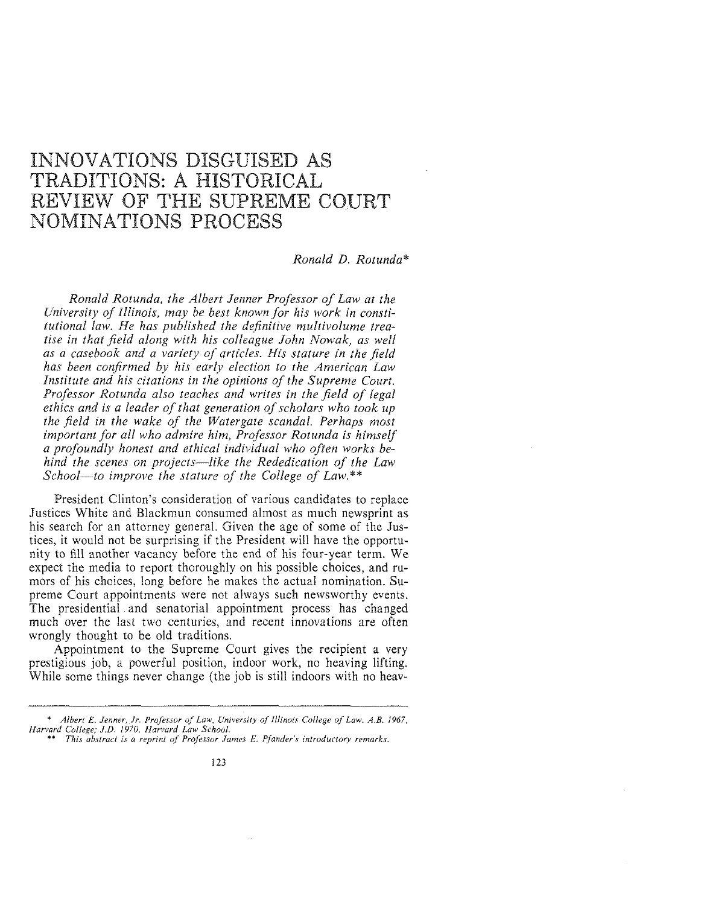# INNOVATIONS DISGUISED AS TRADITIONS: A HISTORICAL REVIEW OF THE SUPREME COURT NOMINATIONS PROCESS

*Ronald D. Rotunda\**

*Ronald Rotunda, the Albert Jenner Professor of Law at the University of Illinois, may be best known for his work in constitutional law. He has published the definitive multivolume treatise in that field along with his colleague John Nowak, as well as a casebook and a variety of articles. His stature in the field has been confirmed by his early election to the American Law Institute and his citations in the opinions of the Supreme Court. Professor Rotunda also teaches and writes in the field of legal ethics and is a leader of that generation of scholars who took up the field in the wake of the Watergate scandal. Perhaps most important for all who admire him, Professor Rotunda is himself a profoundly honest and ethical individual who often works behind the scenes on projects—like the Rededication of the Law School—to improve the stature of the College of Law.\*\**

President Clinton's consideration of various candidates to replace Justices White and Blackmun consumed almost as much newsprint as his search for an attorney general. Given the age of some of the Justices, it would not be surprising if the President will have the opportunity to fill another vacancy before the end of his four-year term. We expect the media to report thoroughly on his possible choices, and rumors of his choices, long before he makes the actual nomination. Supreme Court appointments were not always such newsworthy events. The presidential and senatorial appointment process has changed much over the last two centuries, and recent innovations are often wrongly thought to be old traditions.

Appointment to the Supreme Court gives the recipient a very prestigious job, a powerful position, indoor work, no heaving lifting. While some things never change (the job is still indoors with no heav-

---

\* *Albert E. Jenner, Jr. Professor of Law, University of Illinois College of Law. A.B. 1967, Harvard College; J.D. 1970, Harvard Law School.*

\*\* *This abstract is a reprint of Professor James E. Pfander's introductory remarks.*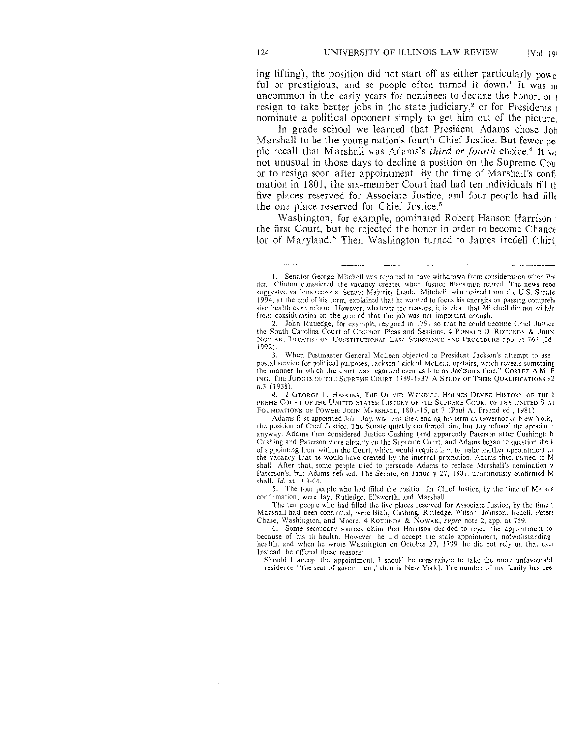ing lifting), the position did not start off as either particularly powe ful or prestigious, and so people often turned it down.[1] It was n uncommon in the early years for nominees to decline the honor, or resign to take better jobs in the state judiciary,[2] or for Presidents nominate a political opponent simply to get him out of the picture.

In grade school we learned that President Adams chose Joh Marshall to be the young nation's fourth Chief Justice. But fewer pe ple recall that Marshall was Adams's *third or fourth* choice.[4] It wa not unusual in those days to decline a position on the Supreme Cou or to resign soon after appointment. By the time of Marshall's confi mation in 1801, the six-member Court had had ten individuals fill th five places reserved for Associate Justice, and four people had fille the one place reserved for Chief Justice.[5]

Washington, for example, nominated Robert Hanson Harrison the first Court, but he rejected the honor in order to become Chance lor of Maryland.[6] Then Washington turned to James Iredell (thirt

---

1. Senator George Mitchell was reported to have withdrawn from consideration when Pre dent Clinton considered the vacancy created when Justice Blackmun retired. The news repo suggested various reasons. Senate Majority Leader Mitchell, who retired from the U.S. Senate 1994, at the end of his term, explained that he wanted to focus his energies on passing comprehe sive health care reform. However, whatever the reasons, it is clear that Mitchell did not withdr from consideration on the ground that the job was not important enough.

2. John Rutledge, for example, resigned in 1791 so that he could become Chief Justice the South Carolina Court of Common Pleas and Sessions. 4 RONALD D. ROTUNDA & JOHN NOWAK, TREATISE ON CONSTITUTIONAL LAW: SUBSTANCE AND PROCEDURE app. at 767 (2d 1992).

3. When Postmaster General McLean objected to President Jackson's attempt to use postal service for political purposes, Jackson "kicked McLean upstairs, which reveals something the manner in which the court was regarded even as late as Jackson's time." CORTEZ A.M. E ING, THE JUDGES OF THE SUPREME COURT, 1789-1937: A STUDY OF THEIR QUALIFICATIONS 92 n.3 (1938).

4. 2 GEORGE L. HASKINS, THE OLIVER WENDELL HOLMES DEVISE HISTORY OF THE S PREME COURT OF THE UNITED STATES: HISTORY OF THE SUPREME COURT OF THE UNITED STAT FOUNDATIONS OF POWER: JOHN MARSHALL, 1801-15, at 7 (Paul A. Freund ed., 1981).

Adams first appointed John Jay, who was then ending his term as Governor of New York, the position of Chief Justice. The Senate quickly confirmed him, but Jay refused the appointm anyway. Adams then considered Justice Cushing (and apparently Paterson after Cushing); b Cushing and Paterson were already on the Supreme Court, and Adams began to question the i of appointing from within the Court, which would require him to make another appointment to the vacancy that he would have created by the internal promotion. Adams then turned to M shall. After that, some people tried to persuade Adams to replace Marshall's nomination w Paterson's, but Adams refused. The Senate, on January 27, 1801, unanimously confirmed M shall. *Id.* at 103-04.

5. The four people who had filled the position for Chief Justice, by the time of Marsha confirmation, were Jay, Rutledge, Ellsworth, and Marshall.

The ten people who had filled the five places reserved for Associate Justice, by the time t Marshall had been confirmed, were Blair, Cushing, Rutledge, Wilson, Johnson, Iredell, Paters Chase, Washington, and Moore. 4 ROTUNDA & NOWAK, *supra* note 2, app. at 759.

6. Some secondary sources claim that Harrison decided to reject the appointment so because of his ill health. However, he did accept the state appointment, notwithstanding health, and when he wrote Washington on October 27, 1789, he did not rely on that exc Instead, he offered these reasons:

> Should I accept the appointment, I should be constrained to take the more unfavourabl residence ['the seat of government,' then in New York]. The number of my family has bee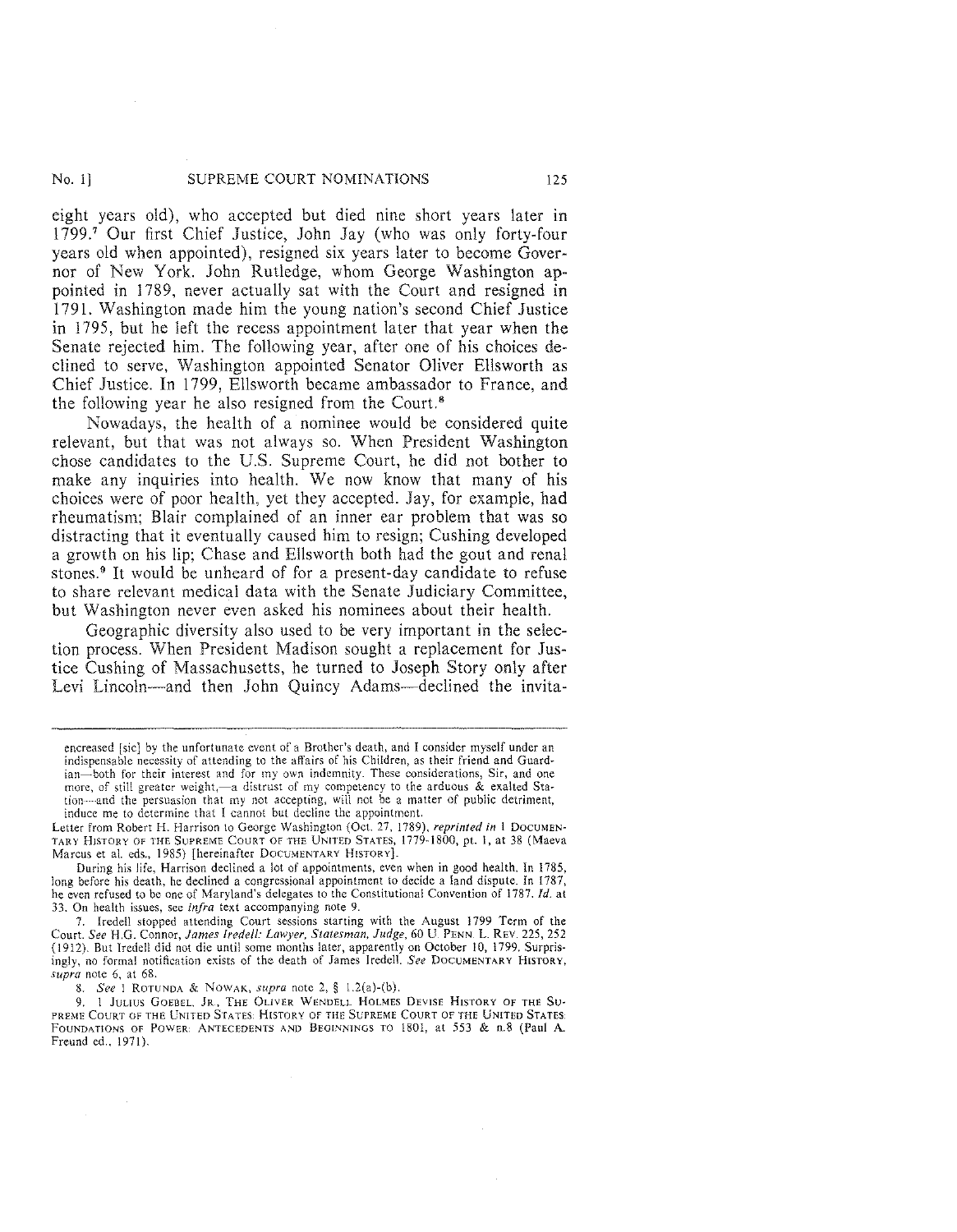eight years old), who accepted but died nine short years later in 1799.[7] Our first Chief Justice, John Jay (who was only forty-four years old when appointed), resigned six years later to become Governor of New York. John Rutledge, whom George Washington appointed in 1789, never actually sat with the Court and resigned in 1791. Washington made him the young nation's second Chief Justice in 1795, but he left the recess appointment later that year when the Senate rejected him. The following year, after one of his choices declined to serve, Washington appointed Senator Oliver Ellsworth as Chief Justice. In 1799, Ellsworth became ambassador to France, and the following year he also resigned from the Court.[8]

Nowadays, the health of a nominee would be considered quite relevant, but that was not always so. When President Washington chose candidates to the U.S. Supreme Court, he did not bother to make any inquiries into health. We now know that many of his choices were of poor health, yet they accepted. Jay, for example, had rheumatism; Blair complained of an inner ear problem that was so distracting that it eventually caused him to resign; Cushing developed a growth on his lip; Chase and Ellsworth both had the gout and renal stones.[9] It would be unheard of for a present-day candidate to refuse to share relevant medical data with the Senate Judiciary Committee, but Washington never even asked his nominees about their health.

Geographic diversity also used to be very important in the selection process. When President Madison sought a replacement for Justice Cushing of Massachusetts, he turned to Joseph Story only after Levi Lincoln—and then John Quincy Adams—declined the invita-

---

encreased [sic] by the unfortunate event of a Brother's death, and I consider myself under an indispensable necessity of attending to the affairs of his Children, as their friend and Guardian—both for their interest and for my own indemnity. These considerations, Sir, and one more, of still greater weight,—a distrust of my competency to the arduous & exalted Station—and the persuasion that my not accepting, will not be a matter of public detriment, induce me to determine that I cannot but decline the appointment.

Letter from Robert H. Harrison to George Washington (Oct. 27, 1789), *reprinted in* 1 DOCUMENTARY HISTORY OF THE SUPREME COURT OF THE UNITED STATES, 1779-1800, pt. 1, at 38 (Maeva Marcus et al. eds., 1985) [hereinafter DOCUMENTARY HISTORY].

During his life, Harrison declined a lot of appointments, even when in good health. In 1785, long before his death, he declined a congressional appointment to decide a land dispute. In 1787, he even refused to be one of Maryland's delegates to the Constitutional Convention of 1787. *Id.* at 33. On health issues, see *infra* text accompanying note 9.

7. Iredell stopped attending Court sessions starting with the August 1799 Term of the Court. *See* H.G. Connor, *James Iredell: Lawyer, Statesman, Judge*, 60 U. PENN. L. REV. 225, 252 (1912). But Iredell did not die until some months later, apparently on October 10, 1799. Surprisingly, no formal notification exists of the death of James Iredell. *See* DOCUMENTARY HISTORY, *supra* note 6, at 68.

8. *See* 1 ROTUNDA & NOWAK, *supra* note 2, § 1.2(a)-(b).

9. 1 JULIUS GOEBEL, JR., THE OLIVER WENDELL HOLMES DEVISE HISTORY OF THE SUPREME COURT OF THE UNITED STATES: HISTORY OF THE SUPREME COURT OF THE UNITED STATES: FOUNDATIONS OF POWER: ANTECEDENTS AND BEGINNINGS TO 1801, at 553 & n.8 (Paul A. Freund ed., 1971).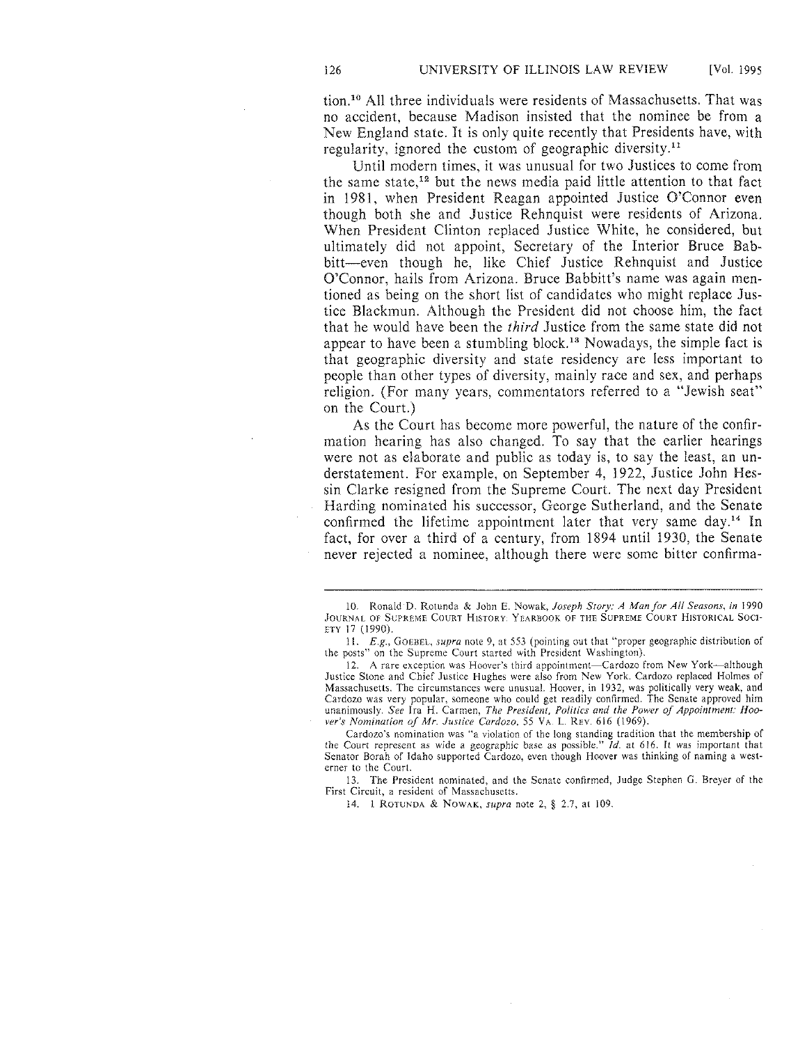tion.[10] All three individuals were residents of Massachusetts. That was no accident, because Madison insisted that the nominee be from a New England state. It is only quite recently that Presidents have, with regularity, ignored the custom of geographic diversity.[11]

Until modern times, it was unusual for two Justices to come from the same state,[12] but the news media paid little attention to that fact in 1981, when President Reagan appointed Justice O'Connor even though both she and Justice Rehnquist were residents of Arizona. When President Clinton replaced Justice White, he considered, but ultimately did not appoint, Secretary of the Interior Bruce Babbitt—even though he, like Chief Justice Rehnquist and Justice O'Connor, hails from Arizona. Bruce Babbitt's name was again mentioned as being on the short list of candidates who might replace Justice Blackmun. Although the President did not choose him, the fact that he would have been the *third* Justice from the same state did not appear to have been a stumbling block.[13] Nowadays, the simple fact is that geographic diversity and state residency are less important to people than other types of diversity, mainly race and sex, and perhaps religion. (For many years, commentators referred to a "Jewish seat" on the Court.)

As the Court has become more powerful, the nature of the confirmation hearing has also changed. To say that the earlier hearings were not as elaborate and public as today is, to say the least, an understatement. For example, on September 4, 1922, Justice John Hessin Clarke resigned from the Supreme Court. The next day President Harding nominated his successor, George Sutherland, and the Senate confirmed the lifetime appointment later that very same day.[14] In fact, for over a third of a century, from 1894 until 1930, the Senate never rejected a nominee, although there were some bitter confirma-

---

10. Ronald D. Rotunda & John E. Nowak, *Joseph Story: A Man for All Seasons*, *in* 1990 JOURNAL OF SUPREME COURT HISTORY: YEARBOOK OF THE SUPREME COURT HISTORICAL SOCIETY 17 (1990).

11. *E.g.*, GOEBEL, *supra* note 9, at 553 (pointing out that "proper geographic distribution of the posts" on the Supreme Court started with President Washington).

12. A rare exception was Hoover's third appointment—Cardozo from New York—although Justice Stone and Chief Justice Hughes were also from New York. Cardozo replaced Holmes of Massachusetts. The circumstances were unusual. Hoover, in 1932, was politically very weak, and Cardozo was very popular, someone who could get readily confirmed. The Senate approved him unanimously. *See* Ira H. Carmen, *The President, Politics and the Power of Appointment: Hoover's Nomination of Mr. Justice Cardozo*, 55 VA. L. REV. 616 (1969).

Cardozo's nomination was "a violation of the long standing tradition that the membership of the Court represent as wide a geographic base as possible." *Id.* at 616. It was important that Senator Borah of Idaho supported Cardozo, even though Hoover was thinking of naming a westerner to the Court.

13. The President nominated, and the Senate confirmed, Judge Stephen G. Breyer of the First Circuit, a resident of Massachusetts.

14. 1 ROTUNDA & NOWAK, *supra* note 2, § 2.7, at 109.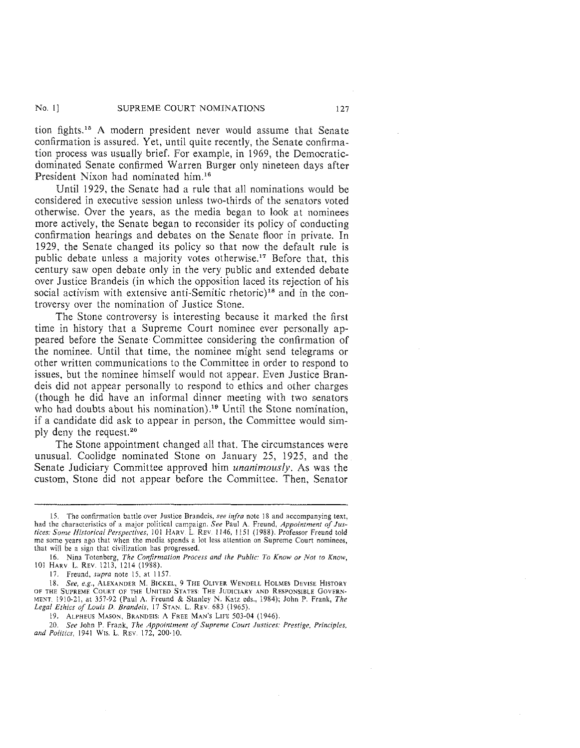tion fights.[15] A modern president never would assume that Senate confirmation is assured. Yet, until quite recently, the Senate confirmation process was usually brief. For example, in 1969, the Democratic-dominated Senate confirmed Warren Burger only nineteen days after President Nixon had nominated him.[16]

Until 1929, the Senate had a rule that all nominations would be considered in executive session unless two-thirds of the senators voted otherwise. Over the years, as the media began to look at nominees more actively, the Senate began to reconsider its policy of conducting confirmation hearings and debates on the Senate floor in private. In 1929, the Senate changed its policy so that now the default rule is public debate unless a majority votes otherwise.[17] Before that, this century saw open debate only in the very public and extended debate over Justice Brandeis (in which the opposition laced its rejection of his social activism with extensive anti-Semitic rhetoric)[18] and in the controversy over the nomination of Justice Stone.

The Stone controversy is interesting because it marked the first time in history that a Supreme Court nominee ever personally appeared before the Senate Committee considering the confirmation of the nominee. Until that time, the nominee might send telegrams or other written communications to the Committee in order to respond to issues, but the nominee himself would not appear. Even Justice Brandeis did not appear personally to respond to ethics and other charges (though he did have an informal dinner meeting with two senators who had doubts about his nomination).[19] Until the Stone nomination, if a candidate did ask to appear in person, the Committee would simply deny the request.[20]

The Stone appointment changed all that. The circumstances were unusual. Coolidge nominated Stone on January 25, 1925, and the Senate Judiciary Committee approved him *unanimously*. As was the custom, Stone did not appear before the Committee. Then, Senator

---

15. The confirmation battle over Justice Brandeis, *see infra* note 18 and accompanying text, had the characteristics of a major political campaign. *See* Paul A. Freund, *Appointment of Justices: Some Historical Perspectives*, 101 HARV. L. REV. 1146, 1151 (1988). Professor Freund told me some years ago that when the media spends a lot less attention on Supreme Court nominees, that will be a sign that civilization has progressed.

16. Nina Totenberg, *The Confirmation Process and the Public: To Know or Not to Know*, 101 HARV. L. REV. 1213, 1214 (1988).

17. Freund, *supra* note 15, at 1157.

18. *See, e.g.*, ALEXANDER M. BICKEL, 9 THE OLIVER WENDELL HOLMES DEVISE HISTORY OF THE SUPREME COURT OF THE UNITED STATES: THE JUDICIARY AND RESPONSIBLE GOVERNMENT, 1910-21, at 357-92 (Paul A. Freund & Stanley N. Katz eds., 1984); John P. Frank, *The Legal Ethics of Louis D. Brandeis*, 17 STAN. L. REV. 683 (1965).

19. ALPHEUS MASON, BRANDEIS: A FREE MAN'S LIFE 503-04 (1946).

20. *See* John P. Frank, *The Appointment of Supreme Court Justices: Prestige, Principles, and Politics*, 1941 WIS. L. REV. 172, 200-10.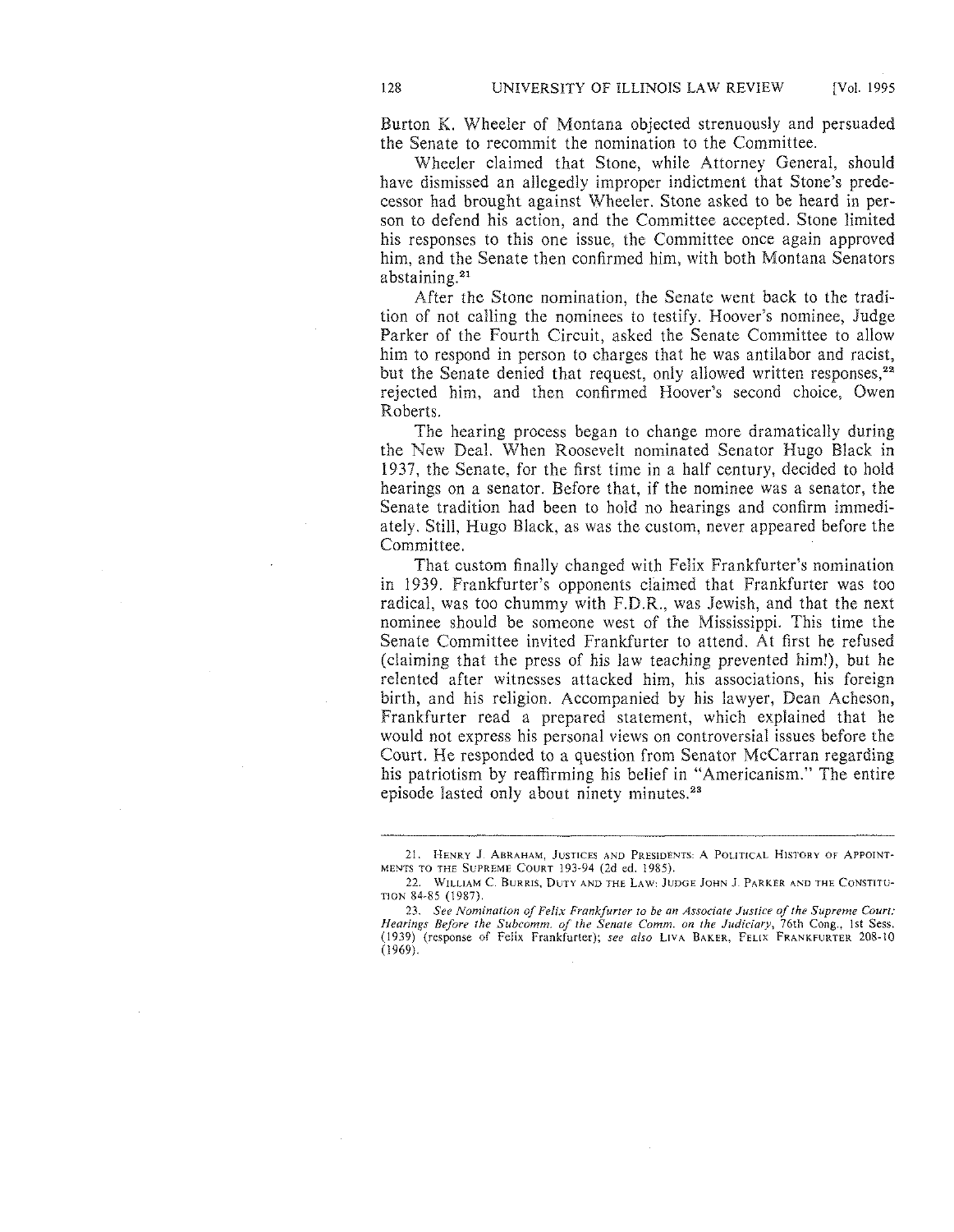Burton K. Wheeler of Montana objected strenuously and persuaded the Senate to recommit the nomination to the Committee.

Wheeler claimed that Stone, while Attorney General, should have dismissed an allegedly improper indictment that Stone's predecessor had brought against Wheeler. Stone asked to be heard in person to defend his action, and the Committee accepted. Stone limited his responses to this one issue, the Committee once again approved him, and the Senate then confirmed him, with both Montana Senators abstaining.[21]

After the Stone nomination, the Senate went back to the tradition of not calling the nominees to testify. Hoover's nominee, Judge Parker of the Fourth Circuit, asked the Senate Committee to allow him to respond in person to charges that he was antilabor and racist, but the Senate denied that request, only allowed written responses,[22] rejected him, and then confirmed Hoover's second choice, Owen Roberts.

The hearing process began to change more dramatically during the New Deal. When Roosevelt nominated Senator Hugo Black in 1937, the Senate, for the first time in a half century, decided to hold hearings on a senator. Before that, if the nominee was a senator, the Senate tradition had been to hold no hearings and confirm immediately. Still, Hugo Black, as was the custom, never appeared before the Committee.

That custom finally changed with Felix Frankfurter's nomination in 1939. Frankfurter's opponents claimed that Frankfurter was too radical, was too chummy with F.D.R., was Jewish, and that the next nominee should be someone west of the Mississippi. This time the Senate Committee invited Frankfurter to attend. At first he refused (claiming that the press of his law teaching prevented him!), but he relented after witnesses attacked him, his associations, his foreign birth, and his religion. Accompanied by his lawyer, Dean Acheson, Frankfurter read a prepared statement, which explained that he would not express his personal views on controversial issues before the Court. He responded to a question from Senator McCarran regarding his patriotism by reaffirming his belief in "Americanism." The entire episode lasted only about ninety minutes.[23]

---

21. Henry J. Abraham, Justices and Presidents: A Political History of Appointments to the Supreme Court 193-94 (2d ed. 1985).

22. William C. Burris, Duty and the Law: Judge John J. Parker and the Constitution 84-85 (1987).

23. *See Nomination of Felix Frankfurter to be an Associate Justice of the Supreme Court: Hearings Before the Subcomm. of the Senate Comm. on the Judiciary*, 76th Cong., 1st Sess. (1939) (response of Felix Frankfurter); *see also* Liva Baker, Felix Frankfurter 208-10 (1969).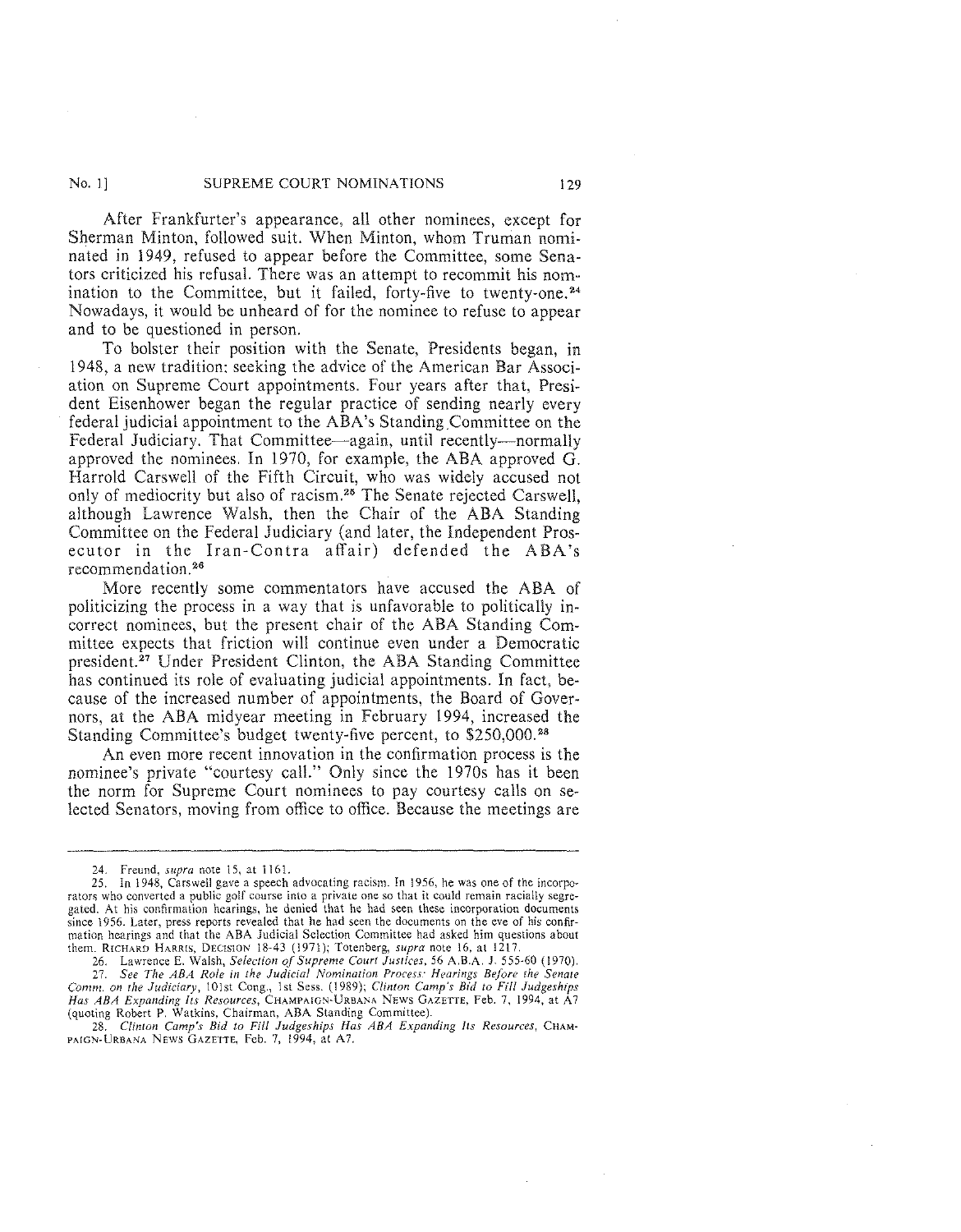After Frankfurter's appearance, all other nominees, except for Sherman Minton, followed suit. When Minton, whom Truman nominated in 1949, refused to appear before the Committee, some Senators criticized his refusal. There was an attempt to recommit his nomination to the Committee, but it failed, forty-five to twenty-one.[24] Nowadays, it would be unheard of for the nominee to refuse to appear and to be questioned in person.

To bolster their position with the Senate, Presidents began, in 1948, a new tradition: seeking the advice of the American Bar Association on Supreme Court appointments. Four years after that, President Eisenhower began the regular practice of sending nearly every federal judicial appointment to the ABA's Standing Committee on the Federal Judiciary. That Committee—again, until recently—normally approved the nominees. In 1970, for example, the ABA approved G. Harrold Carswell of the Fifth Circuit, who was widely accused not only of mediocrity but also of racism.[25] The Senate rejected Carswell, although Lawrence Walsh, then the Chair of the ABA Standing Committee on the Federal Judiciary (and later, the Independent Prosecutor in the Iran-Contra affair) defended the ABA's recommendation.[26]

More recently some commentators have accused the ABA of politicizing the process in a way that is unfavorable to politically incorrect nominees, but the present chair of the ABA Standing Committee expects that friction will continue even under a Democratic president.[27] Under President Clinton, the ABA Standing Committee has continued its role of evaluating judicial appointments. In fact, because of the increased number of appointments, the Board of Governors, at the ABA midyear meeting in February 1994, increased the Standing Committee's budget twenty-five percent, to $250,000.[28]

An even more recent innovation in the confirmation process is the nominee's private "courtesy call." Only since the 1970s has it been the norm for Supreme Court nominees to pay courtesy calls on selected Senators, moving from office to office. Because the meetings are

---

24. Freund, *supra* note 15, at 1161.

25. In 1948, Carswell gave a speech advocating racism. In 1956, he was one of the incorporators who converted a public golf course into a private one so that it could remain racially segregated. At his confirmation hearings, he denied that he had seen these incorporation documents since 1956. Later, press reports revealed that he had seen the documents on the eve of his confirmation hearings and that the ABA Judicial Selection Committee had asked him questions about them. RICHARD HARRIS, DECISION 18-43 (1971); Totenberg, *supra* note 16, at 1217.

26. Lawrence E. Walsh, *Selection of Supreme Court Justices*, 56 A.B.A. J. 555-60 (1970).

27. *See The ABA Role in the Judicial Nomination Process: Hearings Before the Senate Comm. on the Judiciary*, 101st Cong., 1st Sess. (1989); *Clinton Camp's Bid to Fill Judgeships Has ABA Expanding Its Resources*, CHAMPAIGN-URBANA NEWS GAZETTE, Feb. 7, 1994, at A7 (quoting Robert P. Watkins, Chairman, ABA Standing Committee).

28. *Clinton Camp's Bid to Fill Judgeships Has ABA Expanding Its Resources*, CHAMPAIGN-URBANA NEWS GAZETTE, Feb. 7, 1994, at A7.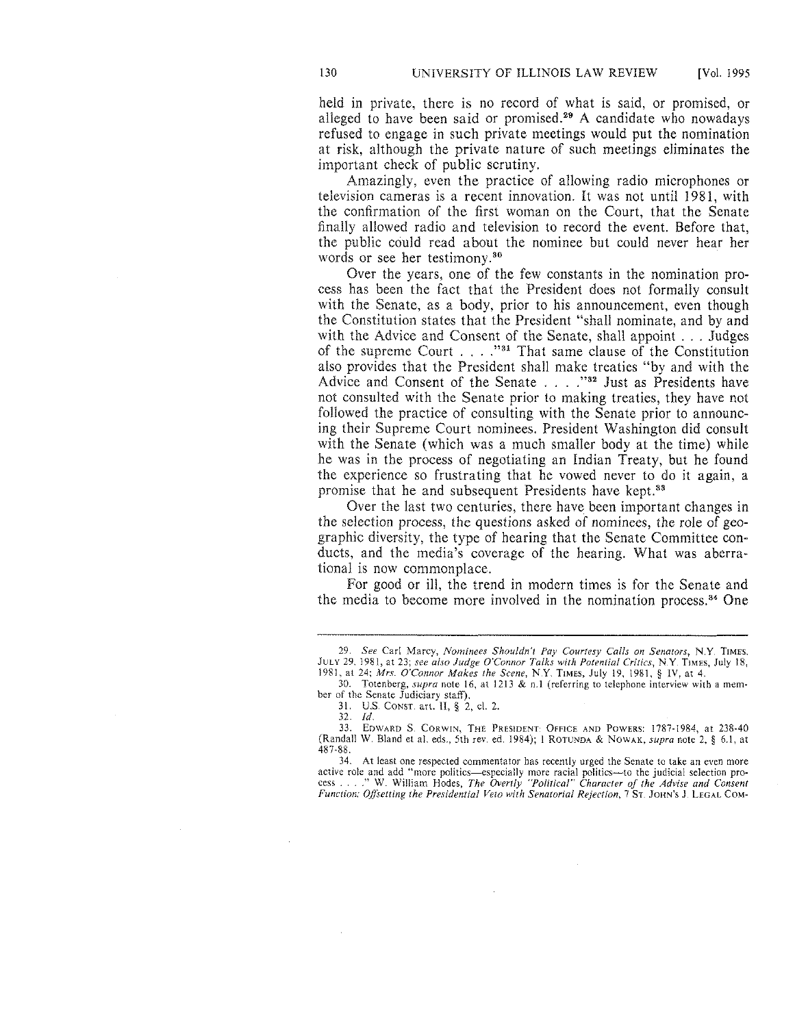held in private, there is no record of what is said, or promised, or alleged to have been said or promised.[29] A candidate who nowadays refused to engage in such private meetings would put the nomination at risk, although the private nature of such meetings eliminates the important check of public scrutiny.

Amazingly, even the practice of allowing radio microphones or television cameras is a recent innovation. It was not until 1981, with the confirmation of the first woman on the Court, that the Senate finally allowed radio and television to record the event. Before that, the public could read about the nominee but could never hear her words or see her testimony.[30]

Over the years, one of the few constants in the nomination process has been the fact that the President does not formally consult with the Senate, as a body, prior to his announcement, even though the Constitution states that the President "shall nominate, and by and with the Advice and Consent of the Senate, shall appoint . . . Judges of the supreme Court . . . ."[31] That same clause of the Constitution also provides that the President shall make treaties "by and with the Advice and Consent of the Senate . . . ."[32] Just as Presidents have not consulted with the Senate prior to making treaties, they have not followed the practice of consulting with the Senate prior to announcing their Supreme Court nominees. President Washington did consult with the Senate (which was a much smaller body at the time) while he was in the process of negotiating an Indian Treaty, but he found the experience so frustrating that he vowed never to do it again, a promise that he and subsequent Presidents have kept.[33]

Over the last two centuries, there have been important changes in the selection process, the questions asked of nominees, the role of geographic diversity, the type of hearing that the Senate Committee conducts, and the media's coverage of the hearing. What was aberrational is now commonplace.

For good or ill, the trend in modern times is for the Senate and the media to become more involved in the nomination process.[34] One

---

29. *See* Carl Marcy, *Nominees Shouldn't Pay Courtesy Calls on Senators*, N.Y. TIMES, JULY 29, 1981, at 23; *see also Judge O'Connor Talks with Potential Critics*, N.Y. TIMES, July 18, 1981, at 24; *Mrs. O'Connor Makes the Scene*, N.Y. TIMES, July 19, 1981, § IV, at 4.

30. Totenberg, *supra* note 16, at 1213 & n.1 (referring to telephone interview with a member of the Senate Judiciary staff).

31. U.S. CONST. art. II, § 2, cl. 2.

32. *Id.*

33. EDWARD S. CORWIN, THE PRESIDENT: OFFICE AND POWERS: 1787-1984, at 238-40 (Randall W. Bland et al. eds., 5th rev. ed. 1984); 1 ROTUNDA & NOWAK, *supra* note 2, § 6.1, at 487-88.

34. At least one respected commentator has recently urged the Senate to take an even more active role and add "more politics—especially more racial politics—to the judicial selection process . . . ." W. William Hodes, *The Overtly "Political" Character of the Advise and Consent Function: Offsetting the Presidential Veto with Senatorial Rejection*, 7 ST. JOHN'S J. LEGAL COM-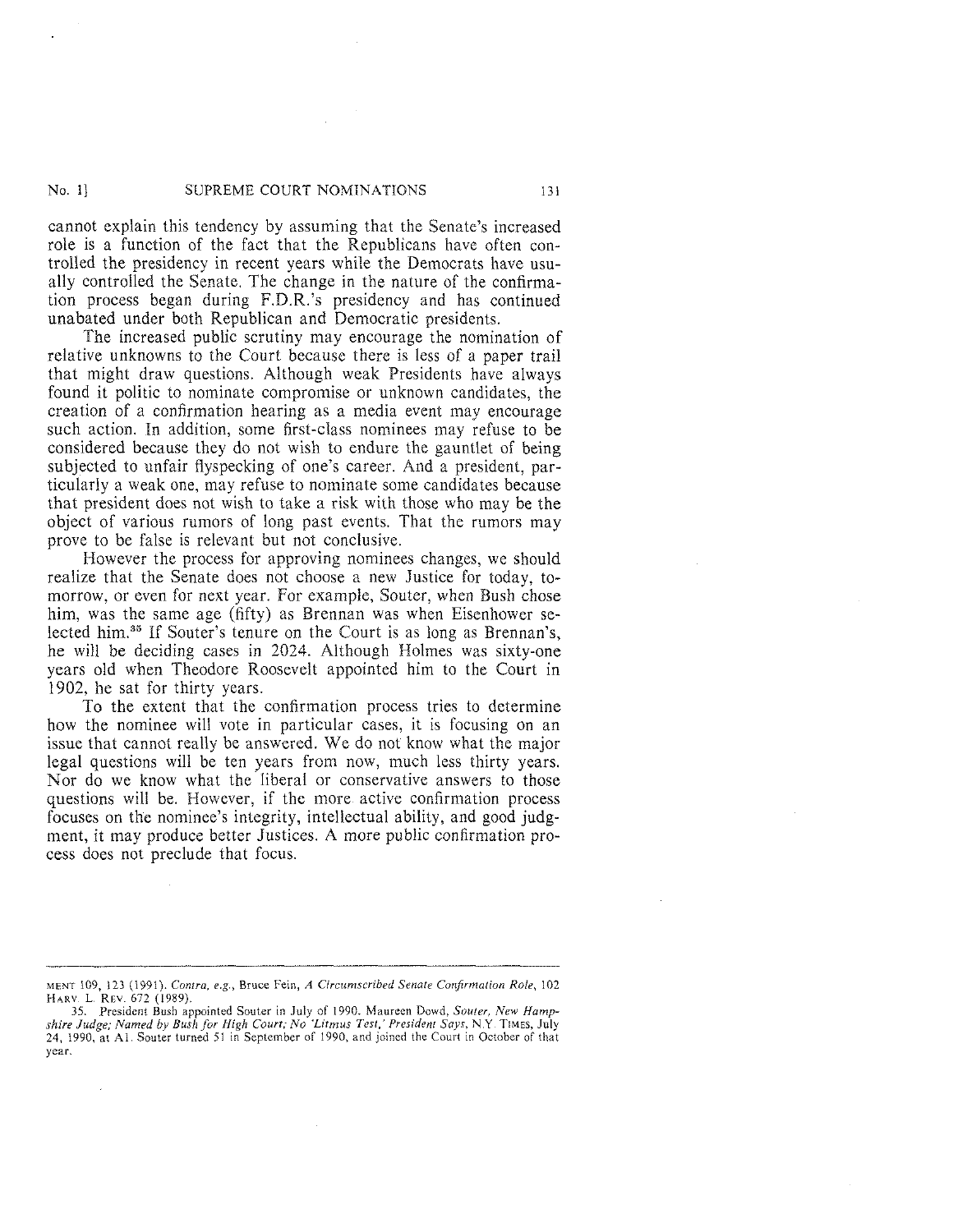cannot explain this tendency by assuming that the Senate's increased role is a function of the fact that the Republicans have often controlled the presidency in recent years while the Democrats have usually controlled the Senate. The change in the nature of the confirmation process began during F.D.R.'s presidency and has continued unabated under both Republican and Democratic presidents.

The increased public scrutiny may encourage the nomination of relative unknowns to the Court because there is less of a paper trail that might draw questions. Although weak Presidents have always found it politic to nominate compromise or unknown candidates, the creation of a confirmation hearing as a media event may encourage such action. In addition, some first-class nominees may refuse to be considered because they do not wish to endure the gauntlet of being subjected to unfair flyspecking of one's career. And a president, particularly a weak one, may refuse to nominate some candidates because that president does not wish to take a risk with those who may be the object of various rumors of long past events. That the rumors may prove to be false is relevant but not conclusive.

However the process for approving nominees changes, we should realize that the Senate does not choose a new Justice for today, tomorrow, or even for next year. For example, Souter, when Bush chose him, was the same age (fifty) as Brennan was when Eisenhower selected him.[35] If Souter's tenure on the Court is as long as Brennan's, he will be deciding cases in 2024. Although Holmes was sixty-one years old when Theodore Roosevelt appointed him to the Court in 1902, he sat for thirty years.

To the extent that the confirmation process tries to determine how the nominee will vote in particular cases, it is focusing on an issue that cannot really be answered. We do not know what the major legal questions will be ten years from now, much less thirty years. Nor do we know what the liberal or conservative answers to those questions will be. However, if the more active confirmation process focuses on the nominee's integrity, intellectual ability, and good judgment, it may produce better Justices. A more public confirmation process does not preclude that focus.

---

MENT 109, 123 (1991). *Contra, e.g.*, Bruce Fein, *A Circumscribed Senate Confirmation Role*, 102 HARV. L. REV. 672 (1989).

35. President Bush appointed Souter in July of 1990. Maureen Dowd, *Souter, New Hampshire Judge; Named by Bush for High Court; No 'Litmus Test,' President Says*, N.Y. TIMES, July 24, 1990, at A1. Souter turned 51 in September of 1990, and joined the Court in October of that year.